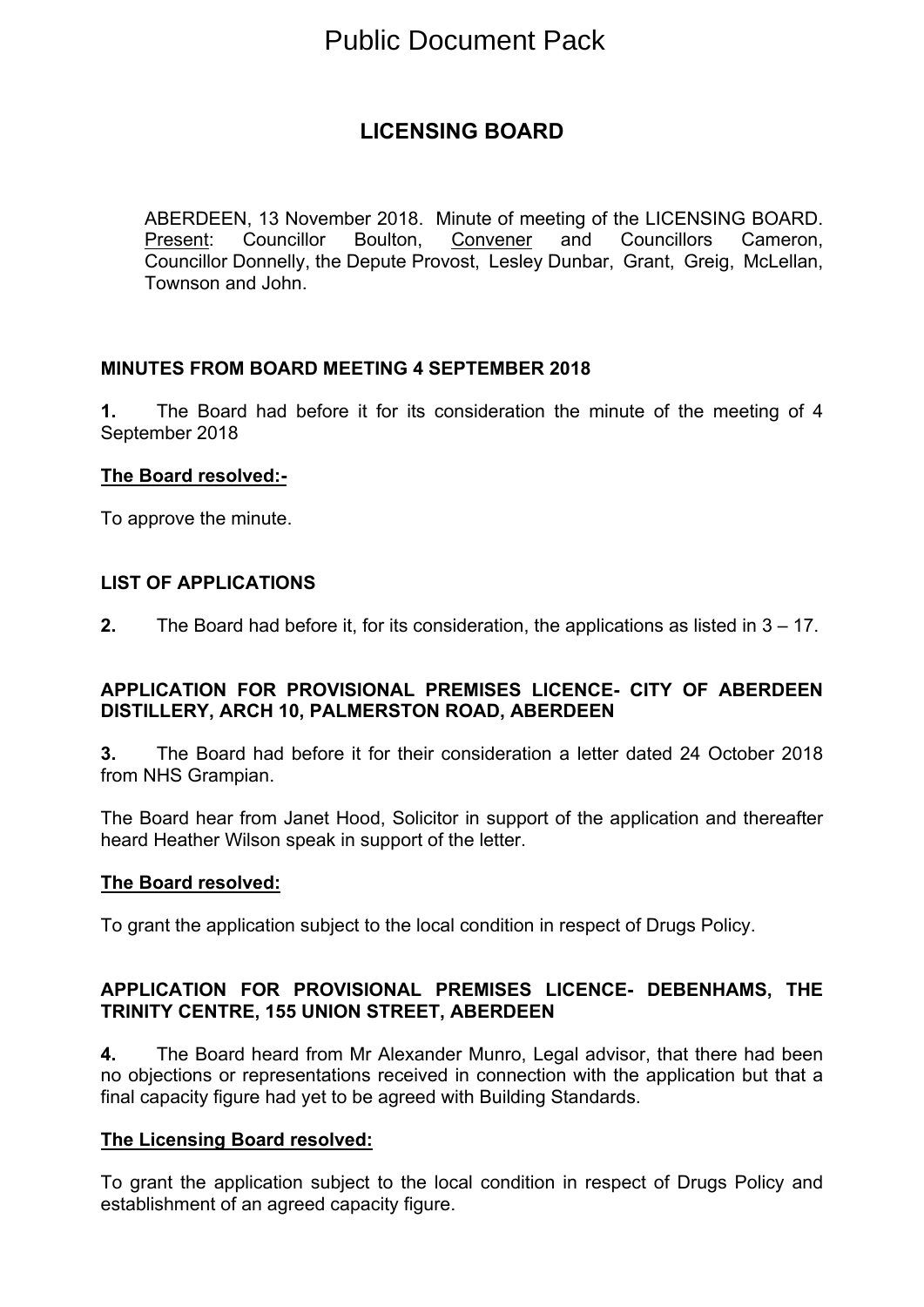# Public Document Pack

## LICENSING BOARD

ABERDEEN, 13 November 2018. Minute of meeting of the LICENSING BOARD. Present: Councillor Boulton, Convener and Councillors Cameron, Councillor Donnelly, the Depute Provost, Lesley Dunbar, Grant, Greig, McLellan, Townson and John.

### MINUTES FROM BOARD MEETING 4 SEPTEMBER 2018

**1.** The Board had before it for its consideration the minute of the meeting of 4 September 2018

**The Board resolved:-**

To approve the minute.

### LIST OF APPLICATIONS

**2.** The Board had before it, for its consideration, the applications as listed in 3 – 17.

### APPLICATION FOR PROVISIONAL PREMISES LICENCE- CITY OF ABERDEEN DISTILLERY, ARCH 10, PALMERSTON ROAD, ABERDEEN

**3.** The Board had before it for their consideration a letter dated 24 October 2018 from NHS Grampian.

The Board hear from Janet Hood, Solicitor in support of the application and thereafter heard Heather Wilson speak in support of the letter.

**The Board resolved:**

To grant the application subject to the local condition in respect of Drugs Policy.

### APPLICATION FOR PROVISIONAL PREMISES LICENCE- DEBENHAMS, THE TRINITY CENTRE, 155 UNION STREET, ABERDEEN

**4.** The Board heard from Mr Alexander Munro, Legal advisor, that there had been no objections or representations received in connection with the application but that a final capacity figure had yet to be agreed with Building Standards.

**The Licensing Board resolved:**

To grant the application subject to the local condition in respect of Drugs Policy and establishment of an agreed capacity figure.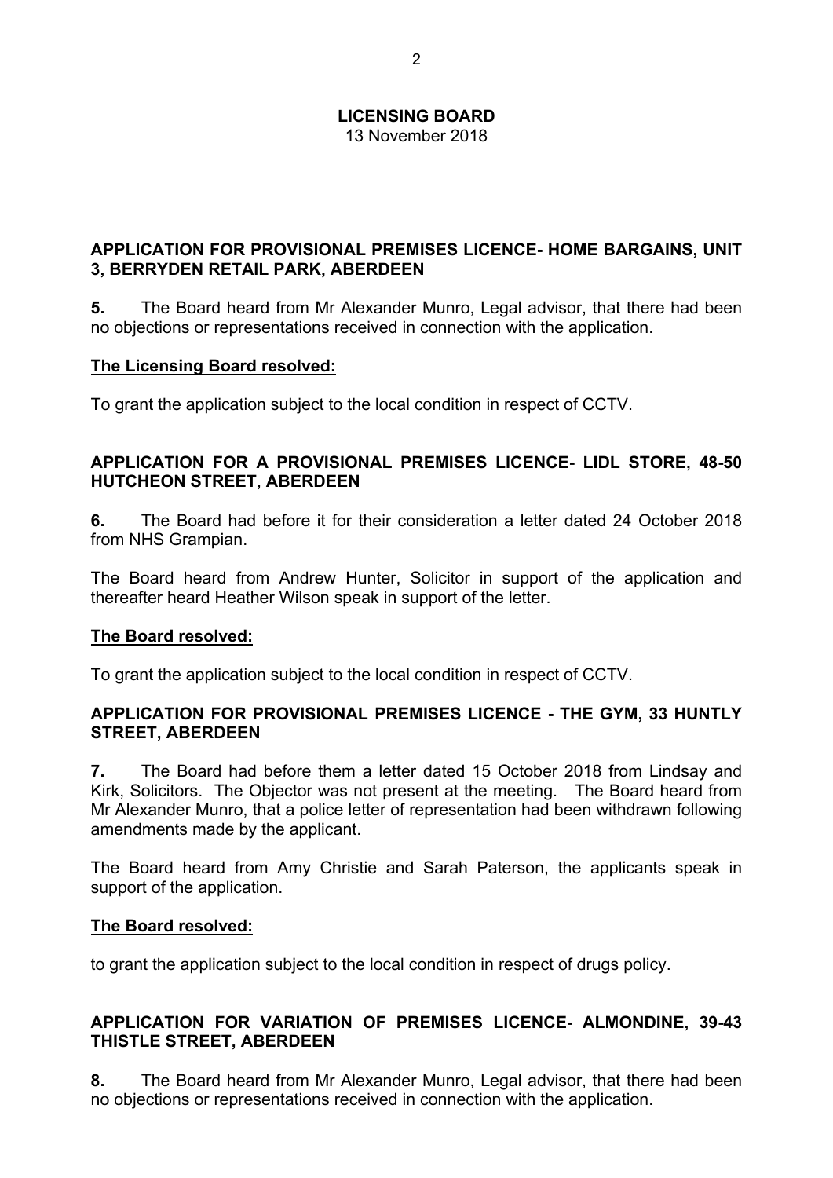**LICENSING BOARD**
13 November 2018

### APPLICATION FOR PROVISIONAL PREMISES LICENCE- HOME BARGAINS, UNIT 3, BERRYDEN RETAIL PARK, ABERDEEN

**5.** The Board heard from Mr Alexander Munro, Legal advisor, that there had been no objections or representations received in connection with the application.

**The Licensing Board resolved:**

To grant the application subject to the local condition in respect of CCTV.

### APPLICATION FOR A PROVISIONAL PREMISES LICENCE- LIDL STORE, 48-50 HUTCHEON STREET, ABERDEEN

**6.** The Board had before it for their consideration a letter dated 24 October 2018 from NHS Grampian.

The Board heard from Andrew Hunter, Solicitor in support of the application and thereafter heard Heather Wilson speak in support of the letter.

**The Board resolved:**

To grant the application subject to the local condition in respect of CCTV.

### APPLICATION FOR PROVISIONAL PREMISES LICENCE - THE GYM, 33 HUNTLY STREET, ABERDEEN

**7.** The Board had before them a letter dated 15 October 2018 from Lindsay and Kirk, Solicitors. The Objector was not present at the meeting. The Board heard from Mr Alexander Munro, that a police letter of representation had been withdrawn following amendments made by the applicant.

The Board heard from Amy Christie and Sarah Paterson, the applicants speak in support of the application.

**The Board resolved:**

to grant the application subject to the local condition in respect of drugs policy.

### APPLICATION FOR VARIATION OF PREMISES LICENCE- ALMONDINE, 39-43 THISTLE STREET, ABERDEEN

**8.** The Board heard from Mr Alexander Munro, Legal advisor, that there had been no objections or representations received in connection with the application.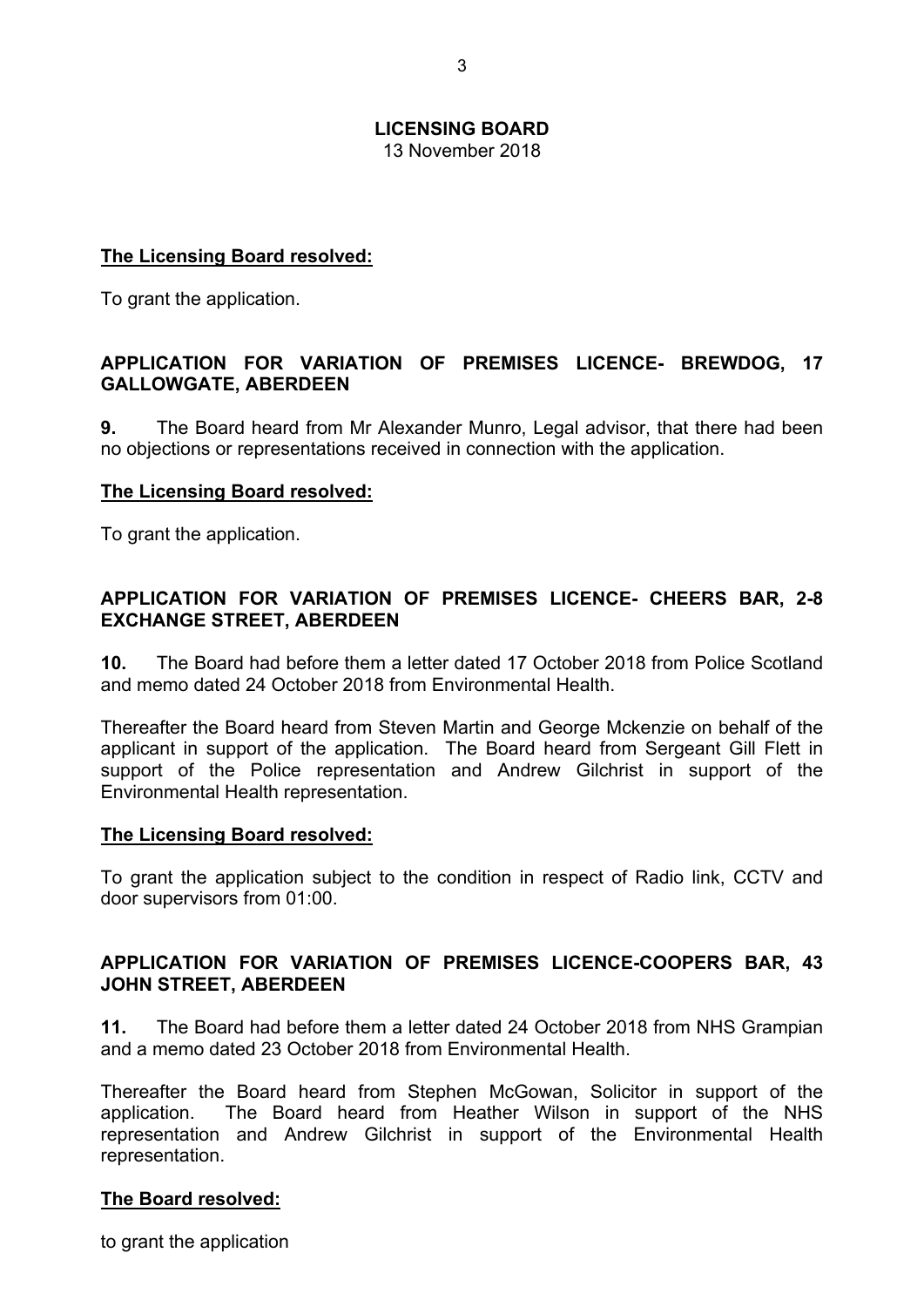**The Licensing Board resolved:**

To grant the application.

## APPLICATION FOR VARIATION OF PREMISES LICENCE- BREWDOG, 17 GALLOWGATE, ABERDEEN

**9.** The Board heard from Mr Alexander Munro, Legal advisor, that there had been no objections or representations received in connection with the application.

**The Licensing Board resolved:**

To grant the application.

## APPLICATION FOR VARIATION OF PREMISES LICENCE- CHEERS BAR, 2-8 EXCHANGE STREET, ABERDEEN

**10.** The Board had before them a letter dated 17 October 2018 from Police Scotland and memo dated 24 October 2018 from Environmental Health.

Thereafter the Board heard from Steven Martin and George Mckenzie on behalf of the applicant in support of the application. The Board heard from Sergeant Gill Flett in support of the Police representation and Andrew Gilchrist in support of the Environmental Health representation.

**The Licensing Board resolved:**

To grant the application subject to the condition in respect of Radio link, CCTV and door supervisors from 01:00.

## APPLICATION FOR VARIATION OF PREMISES LICENCE-COOPERS BAR, 43 JOHN STREET, ABERDEEN

**11.** The Board had before them a letter dated 24 October 2018 from NHS Grampian and a memo dated 23 October 2018 from Environmental Health.

Thereafter the Board heard from Stephen McGowan, Solicitor in support of the application. The Board heard from Heather Wilson in support of the NHS representation and Andrew Gilchrist in support of the Environmental Health representation.

**The Board resolved:**

to grant the application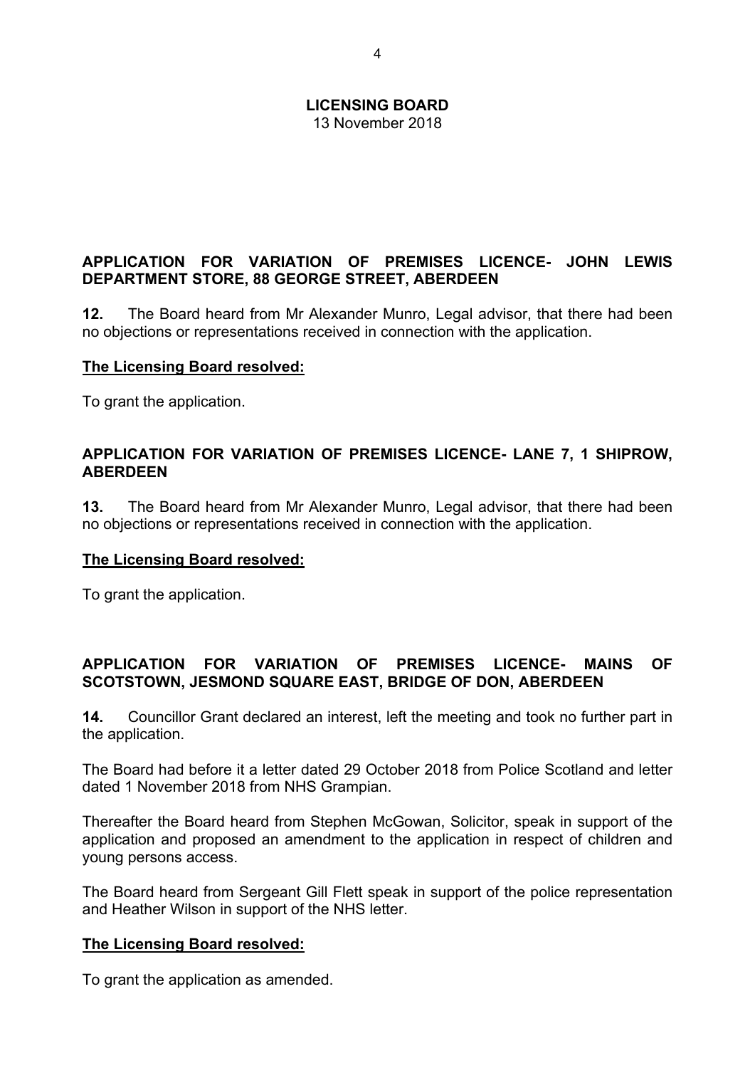**LICENSING BOARD**
13 November 2018

**APPLICATION FOR VARIATION OF PREMISES LICENCE- JOHN LEWIS DEPARTMENT STORE, 88 GEORGE STREET, ABERDEEN**

**12.** The Board heard from Mr Alexander Munro, Legal advisor, that there had been no objections or representations received in connection with the application.

**The Licensing Board resolved:**

To grant the application.

**APPLICATION FOR VARIATION OF PREMISES LICENCE- LANE 7, 1 SHIPROW, ABERDEEN**

**13.** The Board heard from Mr Alexander Munro, Legal advisor, that there had been no objections or representations received in connection with the application.

**The Licensing Board resolved:**

To grant the application.

**APPLICATION FOR VARIATION OF PREMISES LICENCE- MAINS OF SCOTSTOWN, JESMOND SQUARE EAST, BRIDGE OF DON, ABERDEEN**

**14.** Councillor Grant declared an interest, left the meeting and took no further part in the application.

The Board had before it a letter dated 29 October 2018 from Police Scotland and letter dated 1 November 2018 from NHS Grampian.

Thereafter the Board heard from Stephen McGowan, Solicitor, speak in support of the application and proposed an amendment to the application in respect of children and young persons access.

The Board heard from Sergeant Gill Flett speak in support of the police representation and Heather Wilson in support of the NHS letter.

**The Licensing Board resolved:**

To grant the application as amended.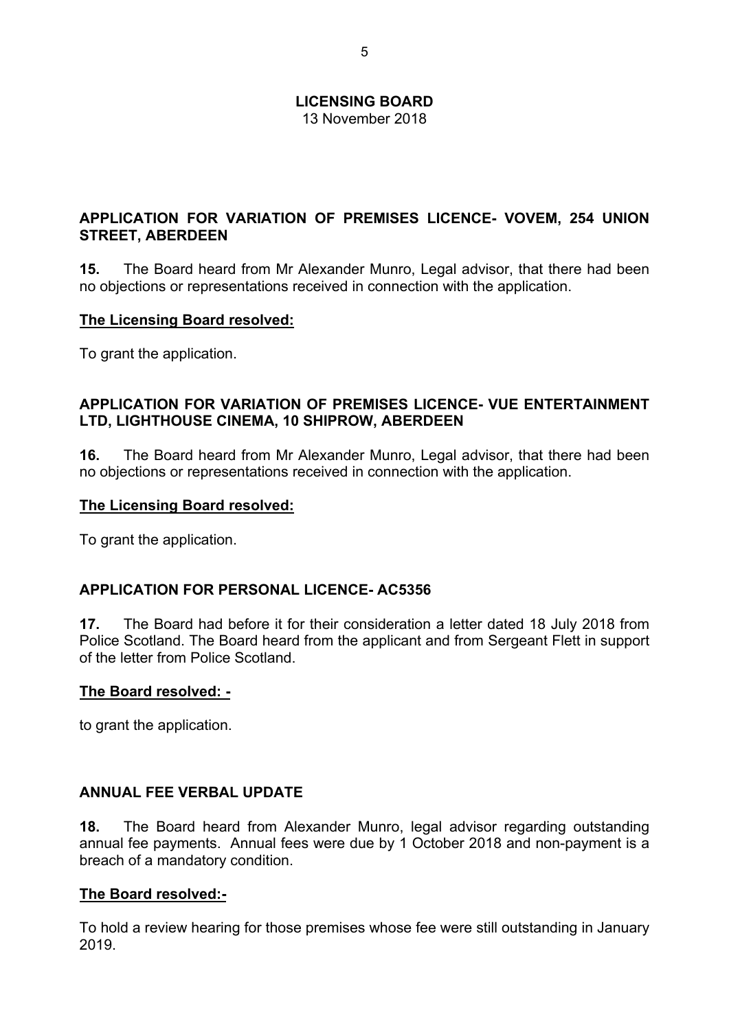**LICENSING BOARD**
13 November 2018

## APPLICATION FOR VARIATION OF PREMISES LICENCE- VOVEM, 254 UNION STREET, ABERDEEN

**15.** The Board heard from Mr Alexander Munro, Legal advisor, that there had been no objections or representations received in connection with the application.

**The Licensing Board resolved:**

To grant the application.

## APPLICATION FOR VARIATION OF PREMISES LICENCE- VUE ENTERTAINMENT LTD, LIGHTHOUSE CINEMA, 10 SHIPROW, ABERDEEN

**16.** The Board heard from Mr Alexander Munro, Legal advisor, that there had been no objections or representations received in connection with the application.

**The Licensing Board resolved:**

To grant the application.

## APPLICATION FOR PERSONAL LICENCE- AC5356

**17.** The Board had before it for their consideration a letter dated 18 July 2018 from Police Scotland. The Board heard from the applicant and from Sergeant Flett in support of the letter from Police Scotland.

**The Board resolved: -**

to grant the application.

## ANNUAL FEE VERBAL UPDATE

**18.** The Board heard from Alexander Munro, legal advisor regarding outstanding annual fee payments. Annual fees were due by 1 October 2018 and non-payment is a breach of a mandatory condition.

**The Board resolved:-**

To hold a review hearing for those premises whose fee were still outstanding in January 2019.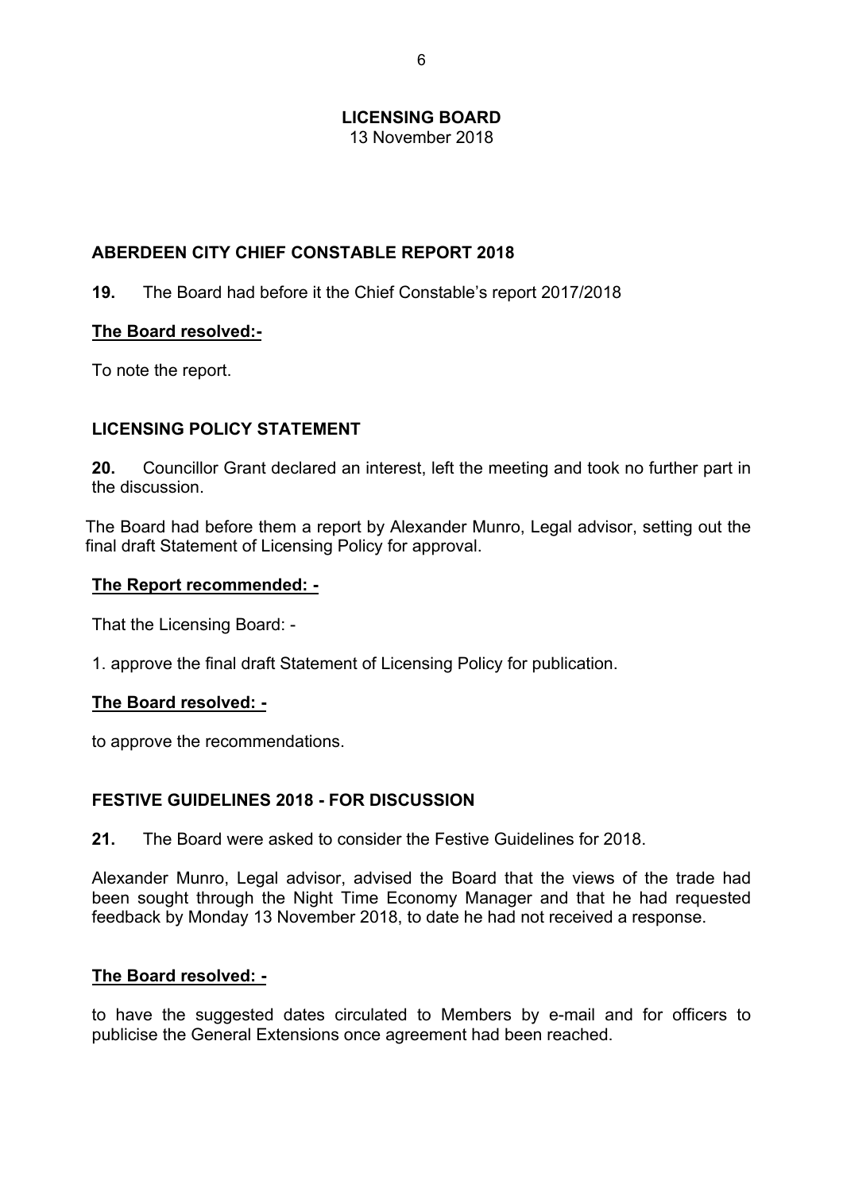**LICENSING BOARD**
13 November 2018

## ABERDEEN CITY CHIEF CONSTABLE REPORT 2018

**19.** The Board had before it the Chief Constable's report 2017/2018

**The Board resolved:-**

To note the report.

## LICENSING POLICY STATEMENT

**20.** Councillor Grant declared an interest, left the meeting and took no further part in the discussion.

The Board had before them a report by Alexander Munro, Legal advisor, setting out the final draft Statement of Licensing Policy for approval.

**The Report recommended: -**

That the Licensing Board: -

1. approve the final draft Statement of Licensing Policy for publication.

**The Board resolved: -**

to approve the recommendations.

## FESTIVE GUIDELINES 2018 - FOR DISCUSSION

**21.** The Board were asked to consider the Festive Guidelines for 2018.

Alexander Munro, Legal advisor, advised the Board that the views of the trade had been sought through the Night Time Economy Manager and that he had requested feedback by Monday 13 November 2018, to date he had not received a response.

**The Board resolved: -**

to have the suggested dates circulated to Members by e-mail and for officers to publicise the General Extensions once agreement had been reached.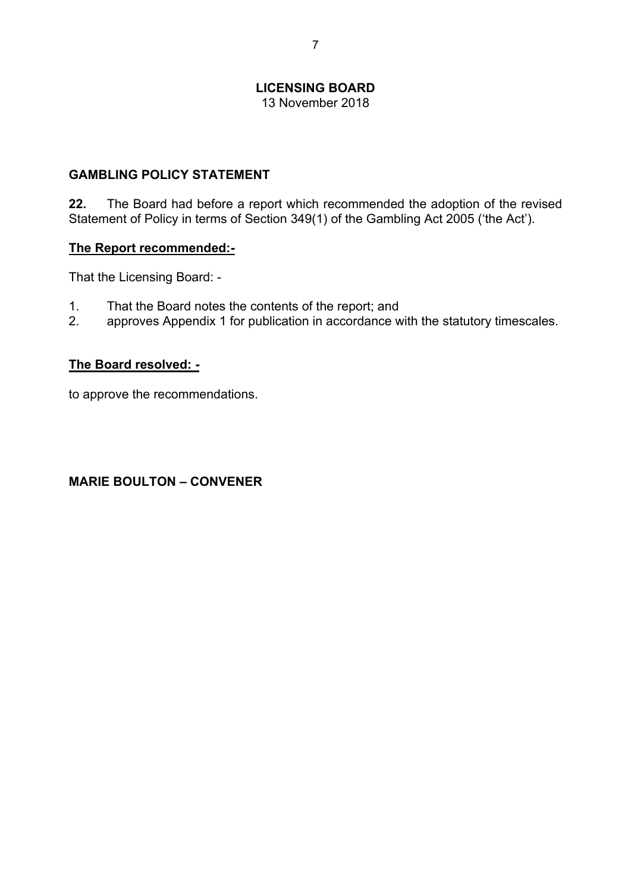**LICENSING BOARD**
13 November 2018

## GAMBLING POLICY STATEMENT

**22.** The Board had before a report which recommended the adoption of the revised Statement of Policy in terms of Section 349(1) of the Gambling Act 2005 ('the Act').

**<u>The Report recommended:-</u>**

That the Licensing Board: -

1. That the Board notes the contents of the report; and
2. approves Appendix 1 for publication in accordance with the statutory timescales.

**<u>The Board resolved: -</u>**

to approve the recommendations.

**MARIE BOULTON – CONVENER**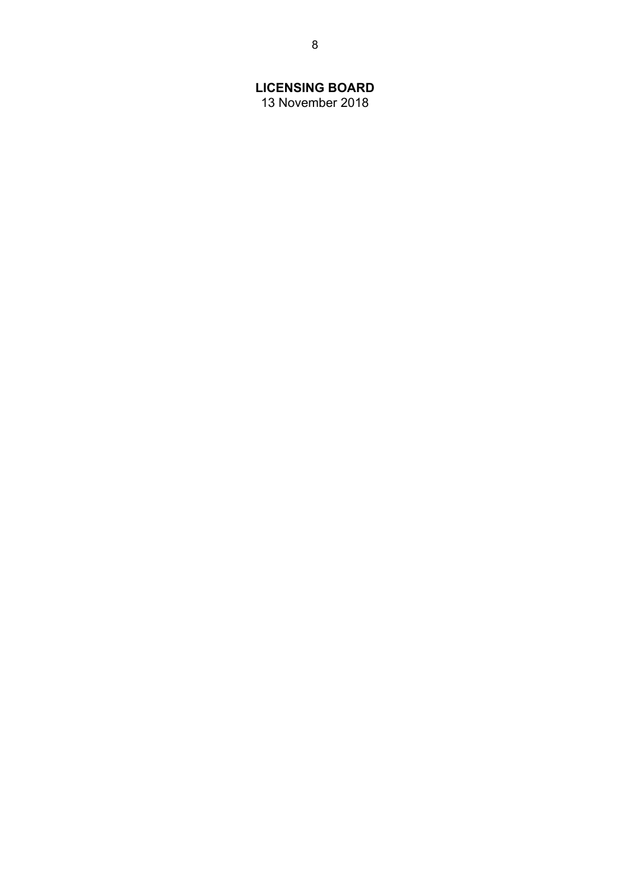**LICENSING BOARD**
13 November 2018